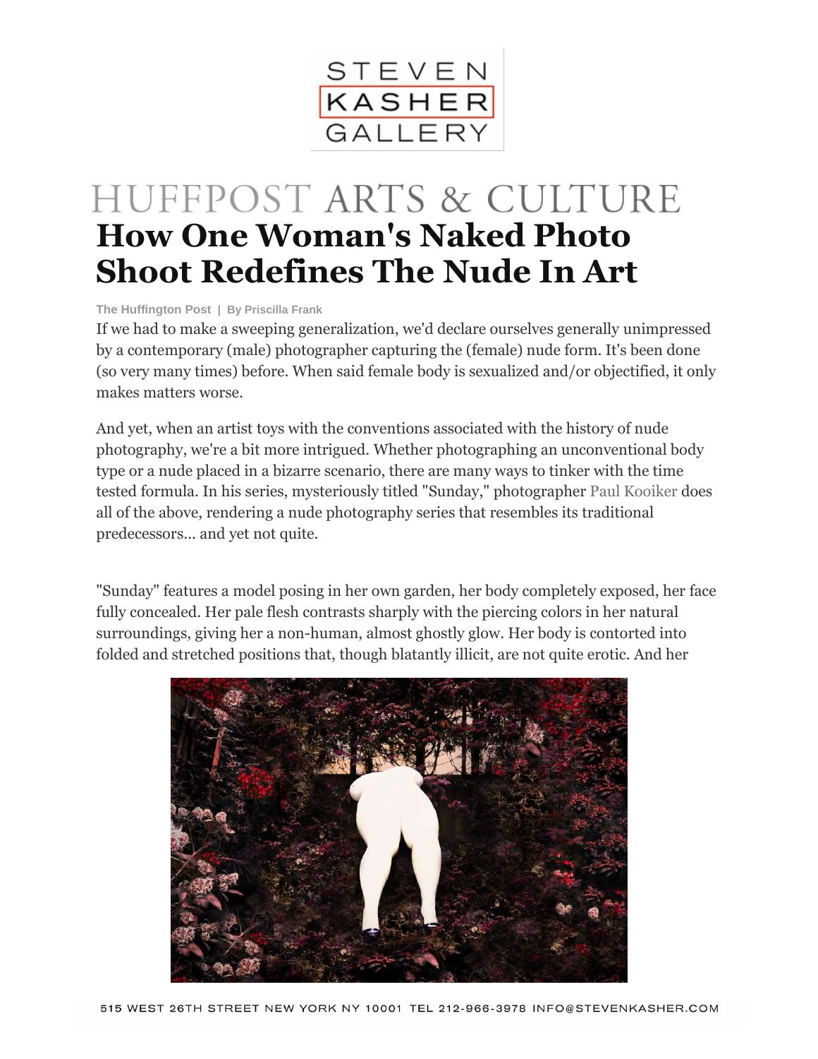# HUFFPOST ARTS & CULTURE

## How One Woman's Naked Photo Shoot Redefines The Nude In Art

**The Huffington Post | By Priscilla Frank**

If we had to make a sweeping generalization, we'd declare ourselves generally unimpressed by a contemporary (male) photographer capturing the (female) nude form. It's been done (so very many times) before. When said female body is sexualized and/or objectified, it only makes matters worse.

And yet, when an artist toys with the conventions associated with the history of nude photography, we're a bit more intrigued. Whether photographing an unconventional body type or a nude placed in a bizarre scenario, there are many ways to tinker with the time tested formula. In his series, mysteriously titled "Sunday," photographer Paul Kooiker does all of the above, rendering a nude photography series that resembles its traditional predecessors... and yet not quite.

"Sunday" features a model posing in her own garden, her body completely exposed, her face fully concealed. Her pale flesh contrasts sharply with the piercing colors in her natural surroundings, giving her a non-human, almost ghostly glow. Her body is contorted into folded and stretched positions that, though blatantly illicit, are not quite erotic. And her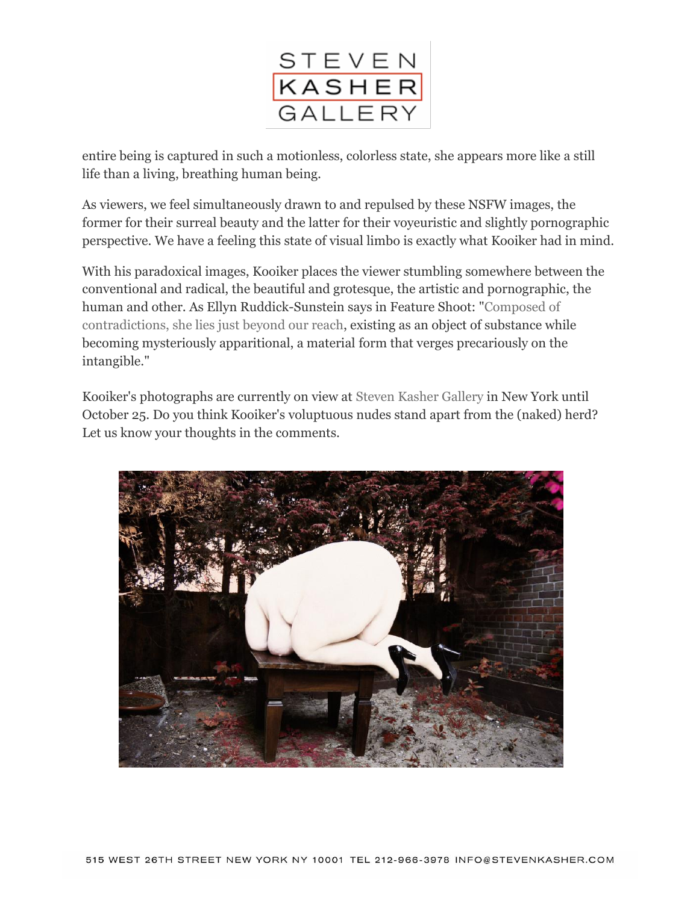entire being is captured in such a motionless, colorless state, she appears more like a still life than a living, breathing human being.

As viewers, we feel simultaneously drawn to and repulsed by these NSFW images, the former for their surreal beauty and the latter for their voyeuristic and slightly pornographic perspective. We have a feeling this state of visual limbo is exactly what Kooiker had in mind.

With his paradoxical images, Kooiker places the viewer stumbling somewhere between the conventional and radical, the beautiful and grotesque, the artistic and pornographic, the human and other. As Ellyn Ruddick-Sunstein says in Feature Shoot: "Composed of contradictions, she lies just beyond our reach, existing as an object of substance while becoming mysteriously apparitional, a material form that verges precariously on the intangible."

Kooiker's photographs are currently on view at Steven Kasher Gallery in New York until October 25. Do you think Kooiker's voluptuous nudes stand apart from the (naked) herd? Let us know your thoughts in the comments.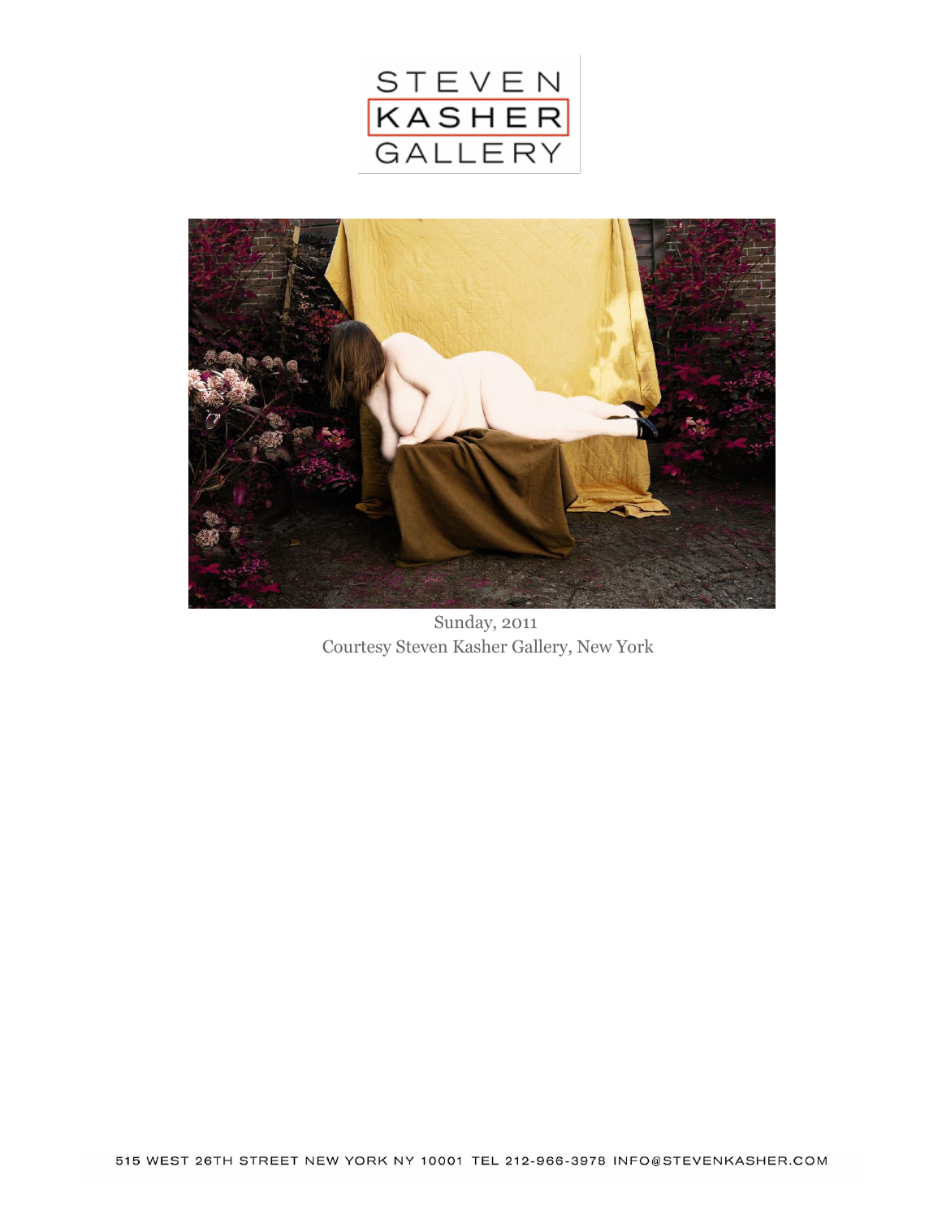STEVEN KASHER GALLERY

Sunday, 2011
Courtesy Steven Kasher Gallery, New York

515 WEST 26TH STREET NEW YORK NY 10001 TEL 212-966-3978 INFO@STEVENKASHER.COM